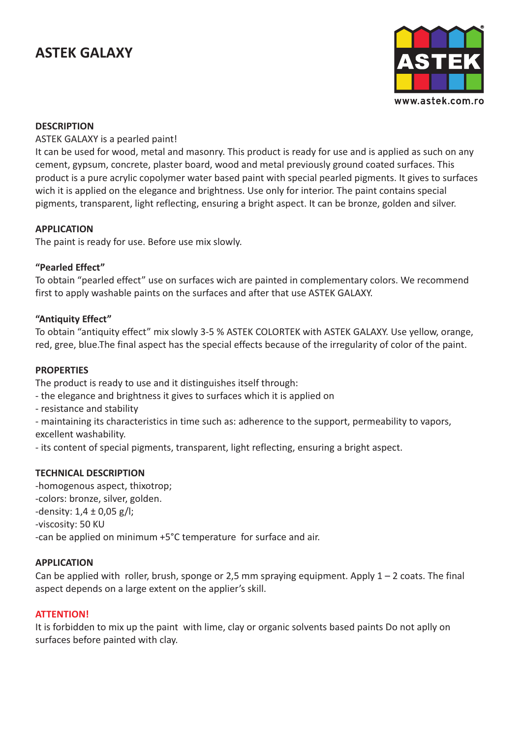# ASTEK GALAXY

www.astek.com.ro

## DESCRIPTION

ASTEK GALAXY is a pearled paint!

It can be used for wood, metal and masonry. This product is ready for use and is applied as such on any cement, gypsum, concrete, plaster board, wood and metal previously ground coated surfaces. This product is a pure acrylic copolymer water based paint with special pearled pigments. It gives to surfaces wich it is applied on the elegance and brightness. Use only for interior. The paint contains special pigments, transparent, light reflecting, ensuring a bright aspect. It can be bronze, golden and silver.

## APPLICATION

The paint is ready for use. Before use mix slowly.

### "Pearled Effect"

To obtain "pearled effect" use on surfaces wich are painted in complementary colors. We recommend first to apply washable paints on the surfaces and after that use ASTEK GALAXY.

### "Antiquity Effect"

To obtain "antiquity effect" mix slowly 3-5 % ASTEK COLORTEK with ASTEK GALAXY. Use yellow, orange, red, gree, blue.The final aspect has the special effects because of the irregularity of color of the paint.

## PROPERTIES

The product is ready to use and it distinguishes itself through:

- the elegance and brightness it gives to surfaces which it is applied on
- resistance and stability
- maintaining its characteristics in time such as: adherence to the support, permeability to vapors, excellent washability.
- its content of special pigments, transparent, light reflecting, ensuring a bright aspect.

## TECHNICAL DESCRIPTION

- homogenous aspect, thixotrop;
- colors: bronze, silver, golden.
- density: 1,4 ± 0,05 g/l;
- viscosity: 50 KU
- can be applied on minimum +5°C temperature for surface and air.

## APPLICATION

Can be applied with roller, brush, sponge or 2,5 mm spraying equipment. Apply 1 – 2 coats. The final aspect depends on a large extent on the applier's skill.

## ATTENTION!

It is forbidden to mix up the paint with lime, clay or organic solvents based paints Do not aplly on surfaces before painted with clay.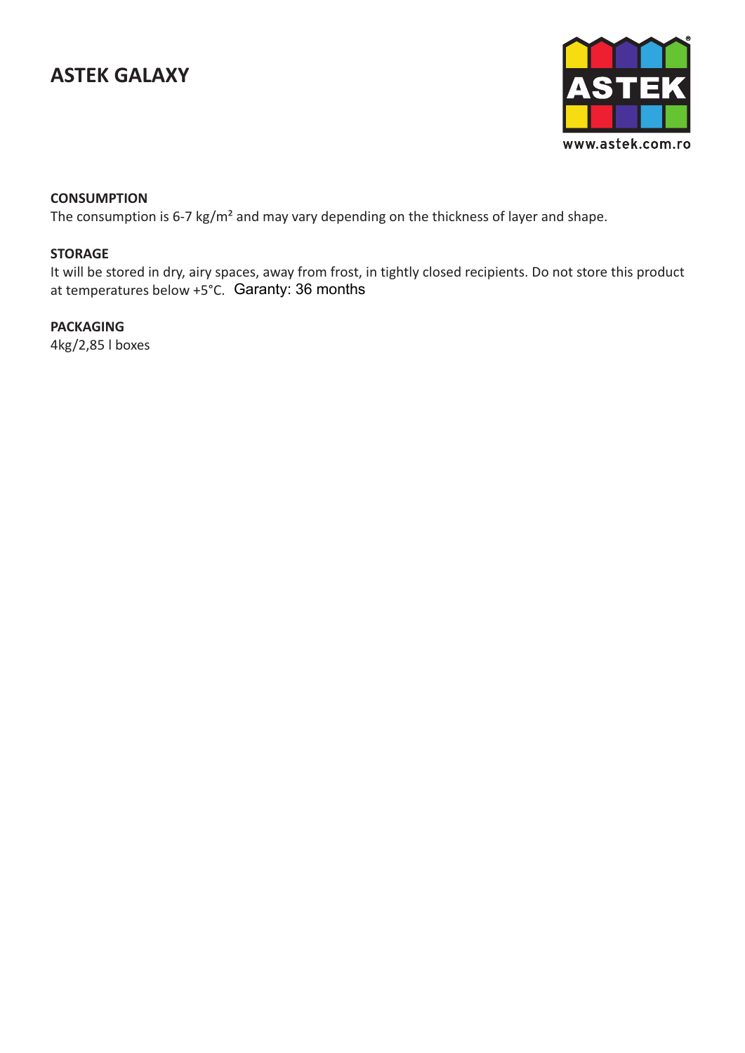# ASTEK GALAXY

**CONSUMPTION**

The consumption is 6-7 kg/m² and may vary depending on the thickness of layer and shape.

**STORAGE**

It will be stored in dry, airy spaces, away from frost, in tightly closed recipients. Do not store this product at temperatures below +5°C. Garanty: 36 months

**PACKAGING**

4kg/2,85 l boxes